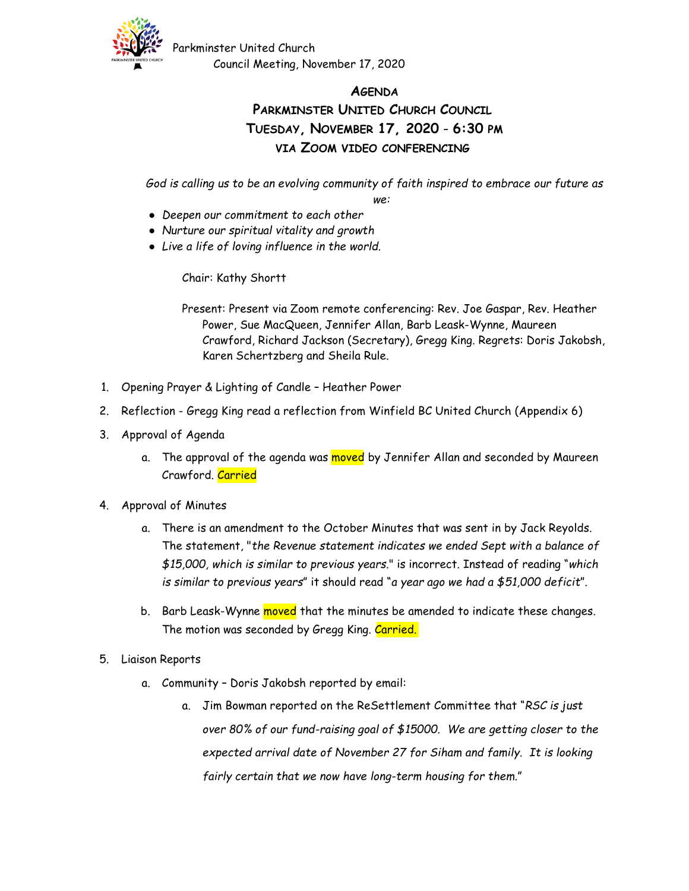Parkminster United Church
Council Meeting, November 17, 2020

# AGENDA
# PARKMINSTER UNITED CHURCH COUNCIL
# TUESDAY, NOVEMBER 17, 2020 - 6:30 PM
## VIA ZOOM VIDEO CONFERENCING

*God is calling us to be an evolving community of faith inspired to embrace our future as we:*

- *Deepen our commitment to each other*
- *Nurture our spiritual vitality and growth*
- *Live a life of loving influence in the world.*

Chair: Kathy Shortt

Present: Present via Zoom remote conferencing: Rev. Joe Gaspar, Rev. Heather Power, Sue MacQueen, Jennifer Allan, Barb Leask-Wynne, Maureen Crawford, Richard Jackson (Secretary), Gregg King. Regrets: Doris Jakobsh, Karen Schertzberg and Sheila Rule.

1. Opening Prayer & Lighting of Candle – Heather Power
2. Reflection - Gregg King read a reflection from Winfield BC United Church (Appendix 6)
3. Approval of Agenda
   a. The approval of the agenda was moved by Jennifer Allan and seconded by Maureen Crawford. Carried
4. Approval of Minutes
   a. There is an amendment to the October Minutes that was sent in by Jack Reyolds. The statement, "*the Revenue statement indicates we ended Sept with a balance of $15,000, which is similar to previous years.*" is incorrect. Instead of reading "*which is similar to previous years*" it should read "*a year ago we had a $51,000 deficit*".
   b. Barb Leask-Wynne moved that the minutes be amended to indicate these changes. The motion was seconded by Gregg King. Carried.
5. Liaison Reports
   a. Community – Doris Jakobsh reported by email:
      a. Jim Bowman reported on the ReSettlement Committee that "*RSC is just over 80% of our fund-raising goal of $15000. We are getting closer to the expected arrival date of November 27 for Siham and family. It is looking fairly certain that we now have long-term housing for them.*"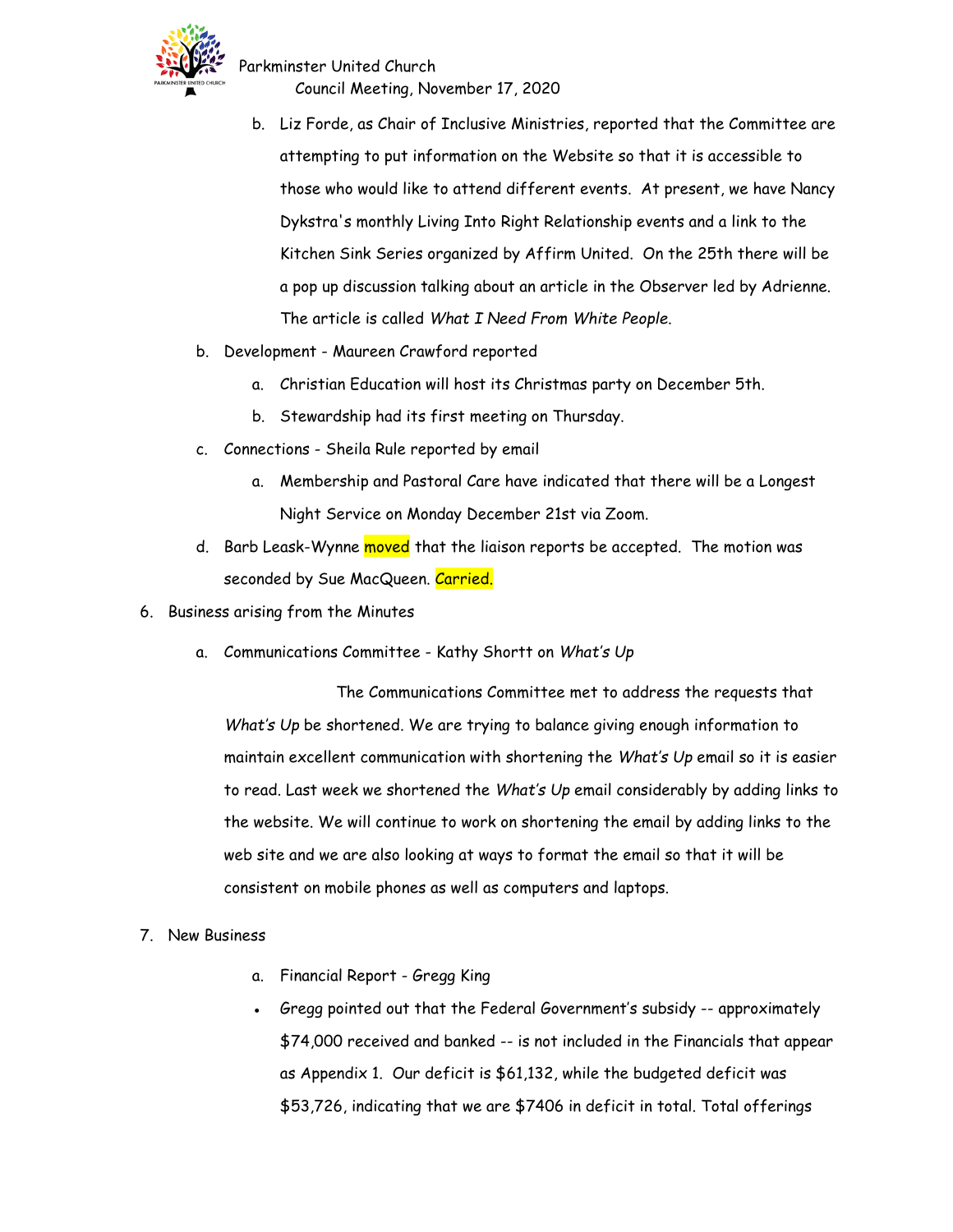b. Liz Forde, as Chair of Inclusive Ministries, reported that the Committee are attempting to put information on the Website so that it is accessible to those who would like to attend different events. At present, we have Nancy Dykstra's monthly Living Into Right Relationship events and a link to the Kitchen Sink Series organized by Affirm United. On the 25th there will be a pop up discussion talking about an article in the Observer led by Adrienne. The article is called *What I Need From White People*.

b. Development - Maureen Crawford reported
   a. Christian Education will host its Christmas party on December 5th.
   b. Stewardship had its first meeting on Thursday.

c. Connections - Sheila Rule reported by email
   a. Membership and Pastoral Care have indicated that there will be a Longest Night Service on Monday December 21st via Zoom.

d. Barb Leask-Wynne moved that the liaison reports be accepted. The motion was seconded by Sue MacQueen. Carried.

6. Business arising from the Minutes

   a. Communications Committee - Kathy Shortt on *What's Up*

   The Communications Committee met to address the requests that *What's Up* be shortened. We are trying to balance giving enough information to maintain excellent communication with shortening the *What's Up* email so it is easier to read. Last week we shortened the *What's Up* email considerably by adding links to the website. We will continue to work on shortening the email by adding links to the web site and we are also looking at ways to format the email so that it will be consistent on mobile phones as well as computers and laptops.

7. New Business

   a. Financial Report - Gregg King

   - Gregg pointed out that the Federal Government's subsidy -- approximately $74,000 received and banked -- is not included in the Financials that appear as Appendix 1. Our deficit is $61,132, while the budgeted deficit was $53,726, indicating that we are $7406 in deficit in total. Total offerings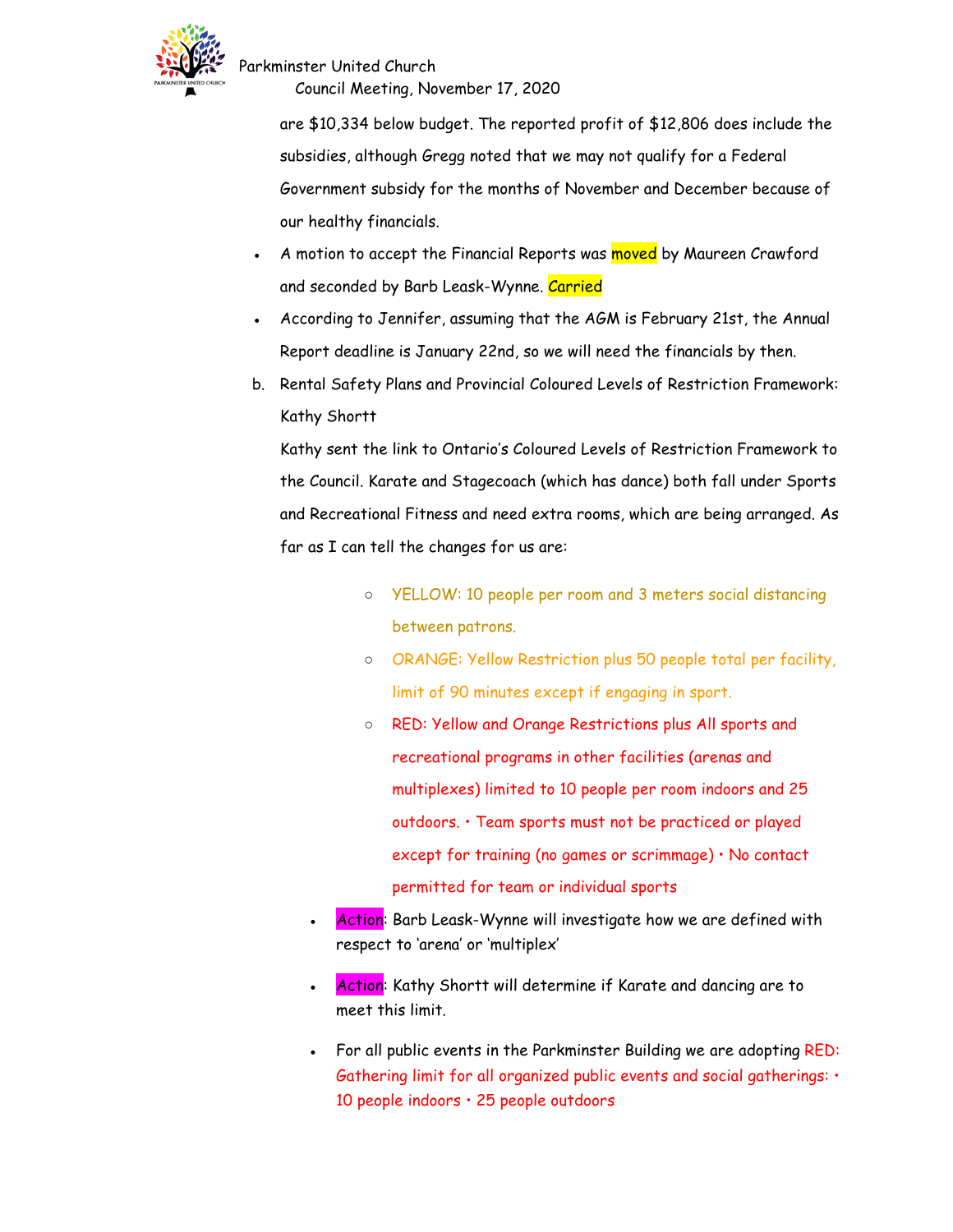are $10,334 below budget. The reported profit of $12,806 does include the subsidies, although Gregg noted that we may not qualify for a Federal Government subsidy for the months of November and December because of our healthy financials.

- A motion to accept the Financial Reports was moved by Maureen Crawford and seconded by Barb Leask-Wynne. Carried
- According to Jennifer, assuming that the AGM is February 21st, the Annual Report deadline is January 22nd, so we will need the financials by then.

b. Rental Safety Plans and Provincial Coloured Levels of Restriction Framework: Kathy Shortt

Kathy sent the link to Ontario's Coloured Levels of Restriction Framework to the Council. Karate and Stagecoach (which has dance) both fall under Sports and Recreational Fitness and need extra rooms, which are being arranged. As far as I can tell the changes for us are:

- YELLOW: 10 people per room and 3 meters social distancing between patrons.
- ORANGE: Yellow Restriction plus 50 people total per facility, limit of 90 minutes except if engaging in sport.
- RED: Yellow and Orange Restrictions plus All sports and recreational programs in other facilities (arenas and multiplexes) limited to 10 people per room indoors and 25 outdoors. • Team sports must not be practiced or played except for training (no games or scrimmage) • No contact permitted for team or individual sports

- Action: Barb Leask-Wynne will investigate how we are defined with respect to 'arena' or 'multiplex'
- Action: Kathy Shortt will determine if Karate and dancing are to meet this limit.
- For all public events in the Parkminster Building we are adopting RED: Gathering limit for all organized public events and social gatherings: • 10 people indoors • 25 people outdoors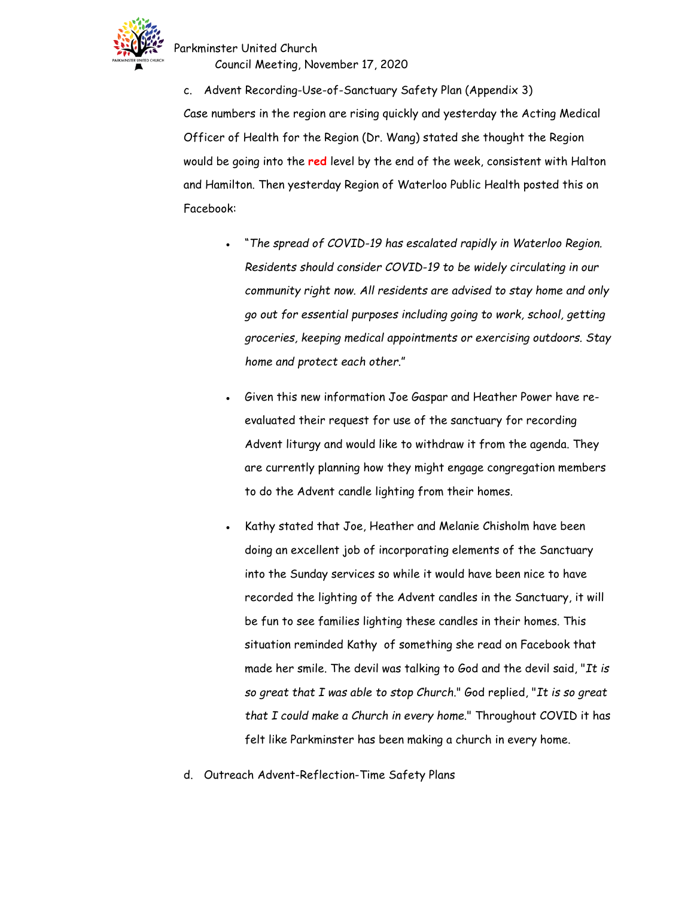c. Advent Recording-Use-of-Sanctuary Safety Plan (Appendix 3)

Case numbers in the region are rising quickly and yesterday the Acting Medical Officer of Health for the Region (Dr. Wang) stated she thought the Region would be going into the **red** level by the end of the week, consistent with Halton and Hamilton. Then yesterday Region of Waterloo Public Health posted this on Facebook:

- "*The spread of COVID-19 has escalated rapidly in Waterloo Region. Residents should consider COVID-19 to be widely circulating in our community right now. All residents are advised to stay home and only go out for essential purposes including going to work, school, getting groceries, keeping medical appointments or exercising outdoors. Stay home and protect each other.*"

- Given this new information Joe Gaspar and Heather Power have re-evaluated their request for use of the sanctuary for recording Advent liturgy and would like to withdraw it from the agenda. They are currently planning how they might engage congregation members to do the Advent candle lighting from their homes.

- Kathy stated that Joe, Heather and Melanie Chisholm have been doing an excellent job of incorporating elements of the Sanctuary into the Sunday services so while it would have been nice to have recorded the lighting of the Advent candles in the Sanctuary, it will be fun to see families lighting these candles in their homes. This situation reminded Kathy of something she read on Facebook that made her smile. The devil was talking to God and the devil said, "*It is so great that I was able to stop Church.*" God replied, "*It is so great that I could make a Church in every home.*" Throughout COVID it has felt like Parkminster has been making a church in every home.

d. Outreach Advent-Reflection-Time Safety Plans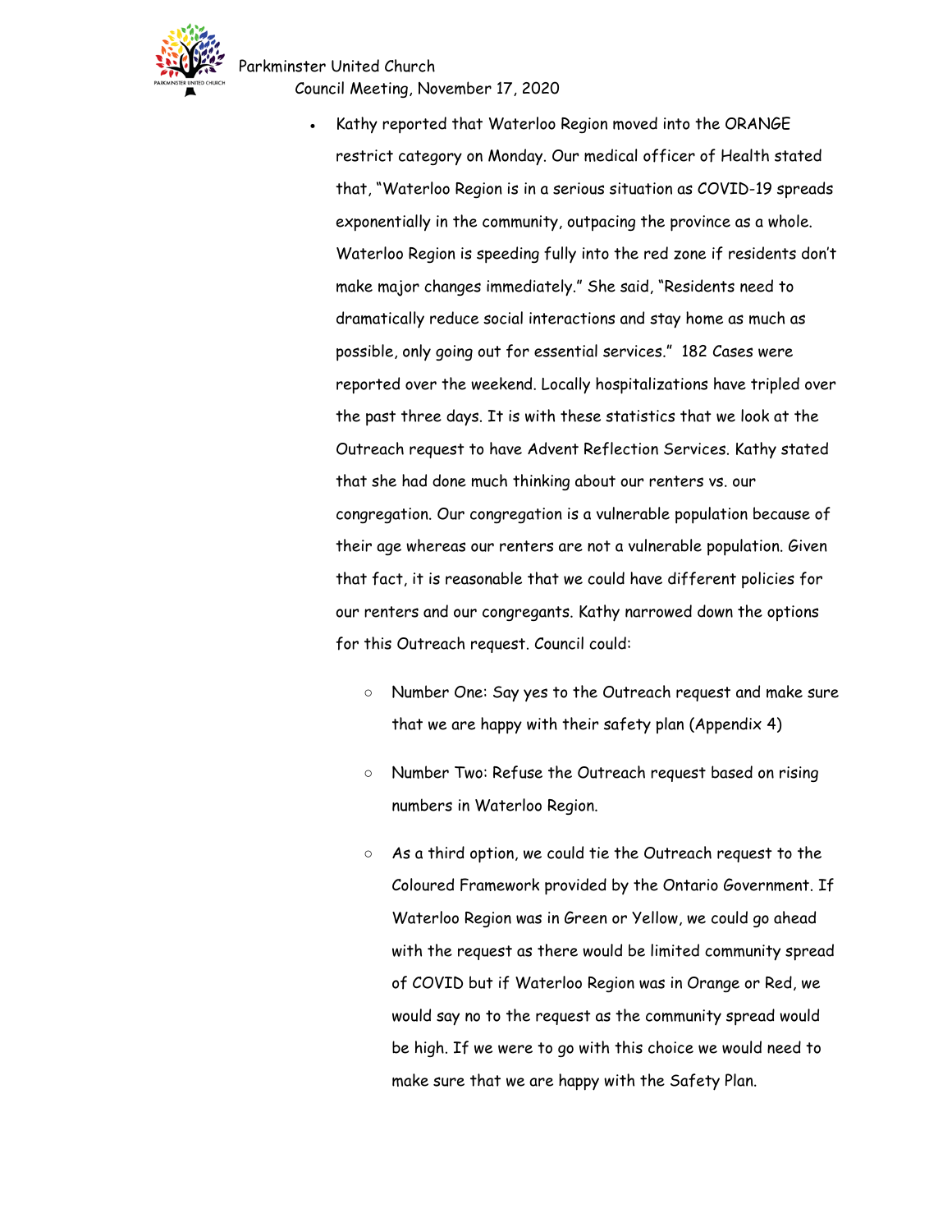- Kathy reported that Waterloo Region moved into the ORANGE restrict category on Monday. Our medical officer of Health stated that, "Waterloo Region is in a serious situation as COVID-19 spreads exponentially in the community, outpacing the province as a whole. Waterloo Region is speeding fully into the red zone if residents don't make major changes immediately." She said, "Residents need to dramatically reduce social interactions and stay home as much as possible, only going out for essential services." 182 Cases were reported over the weekend. Locally hospitalizations have tripled over the past three days. It is with these statistics that we look at the Outreach request to have Advent Reflection Services. Kathy stated that she had done much thinking about our renters vs. our congregation. Our congregation is a vulnerable population because of their age whereas our renters are not a vulnerable population. Given that fact, it is reasonable that we could have different policies for our renters and our congregants. Kathy narrowed down the options for this Outreach request. Council could:

  - Number One: Say yes to the Outreach request and make sure that we are happy with their safety plan (Appendix 4)

  - Number Two: Refuse the Outreach request based on rising numbers in Waterloo Region.

  - As a third option, we could tie the Outreach request to the Coloured Framework provided by the Ontario Government. If Waterloo Region was in Green or Yellow, we could go ahead with the request as there would be limited community spread of COVID but if Waterloo Region was in Orange or Red, we would say no to the request as the community spread would be high. If we were to go with this choice we would need to make sure that we are happy with the Safety Plan.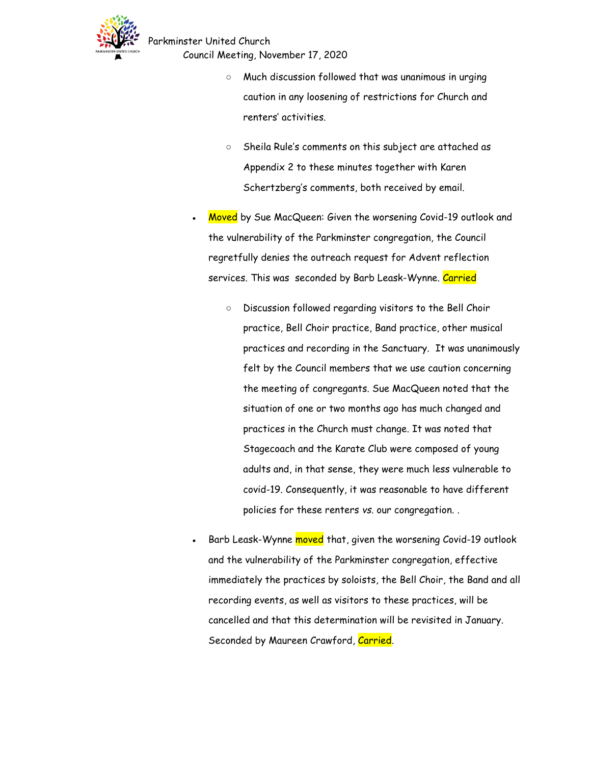- Much discussion followed that was unanimous in urging caution in any loosening of restrictions for Church and renters' activities.

- Sheila Rule's comments on this subject are attached as Appendix 2 to these minutes together with Karen Schertzberg's comments, both received by email.

- Moved by Sue MacQueen: Given the worsening Covid-19 outlook and the vulnerability of the Parkminster congregation, the Council regretfully denies the outreach request for Advent reflection services. This was seconded by Barb Leask-Wynne. Carried

  - Discussion followed regarding visitors to the Bell Choir practice, Bell Choir practice, Band practice, other musical practices and recording in the Sanctuary. It was unanimously felt by the Council members that we use caution concerning the meeting of congregants. Sue MacQueen noted that the situation of one or two months ago has much changed and practices in the Church must change. It was noted that Stagecoach and the Karate Club were composed of young adults and, in that sense, they were much less vulnerable to covid-19. Consequently, it was reasonable to have different policies for these renters *vs.* our congregation. .

- Barb Leask-Wynne moved that, given the worsening Covid-19 outlook and the vulnerability of the Parkminster congregation, effective immediately the practices by soloists, the Bell Choir, the Band and all recording events, as well as visitors to these practices, will be cancelled and that this determination will be revisited in January. Seconded by Maureen Crawford, Carried.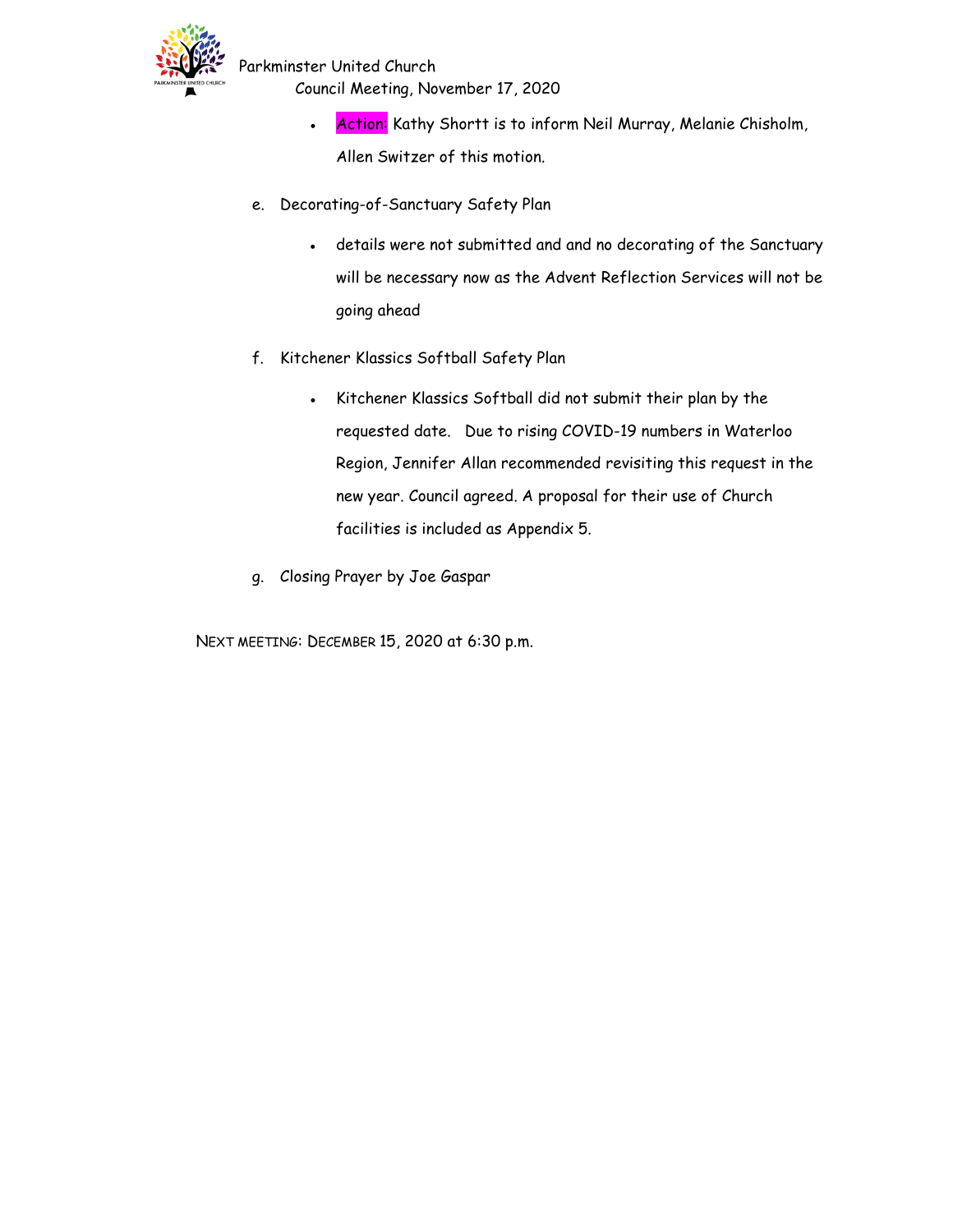- **Action:** Kathy Shortt is to inform Neil Murray, Melanie Chisholm, Allen Switzer of this motion.

e. Decorating-of-Sanctuary Safety Plan

- details were not submitted and and no decorating of the Sanctuary will be necessary now as the Advent Reflection Services will not be going ahead

f. Kitchener Klassics Softball Safety Plan

- Kitchener Klassics Softball did not submit their plan by the requested date. Due to rising COVID-19 numbers in Waterloo Region, Jennifer Allan recommended revisiting this request in the new year. Council agreed. A proposal for their use of Church facilities is included as Appendix 5.

g. Closing Prayer by Joe Gaspar

NEXT MEETING: DECEMBER 15, 2020 at 6:30 p.m.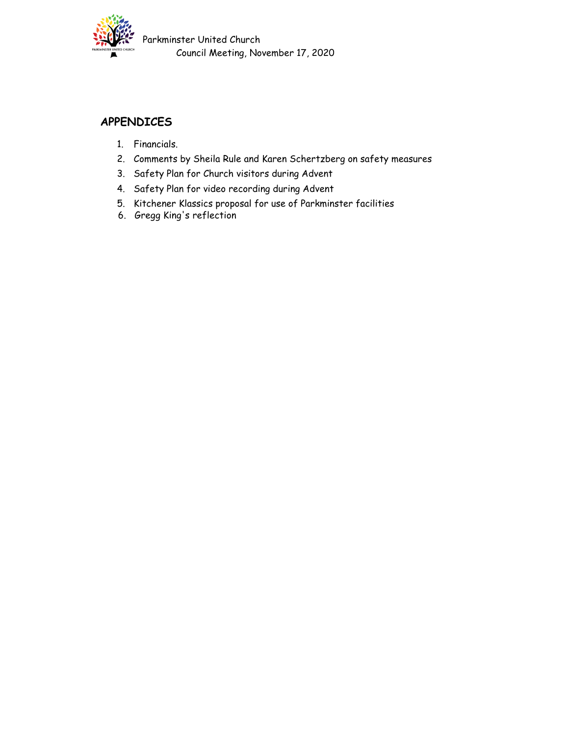## APPENDICES

1. Financials.
2. Comments by Sheila Rule and Karen Schertzberg on safety measures
3. Safety Plan for Church visitors during Advent
4. Safety Plan for video recording during Advent
5. Kitchener Klassics proposal for use of Parkminster facilities
6. Gregg King's reflection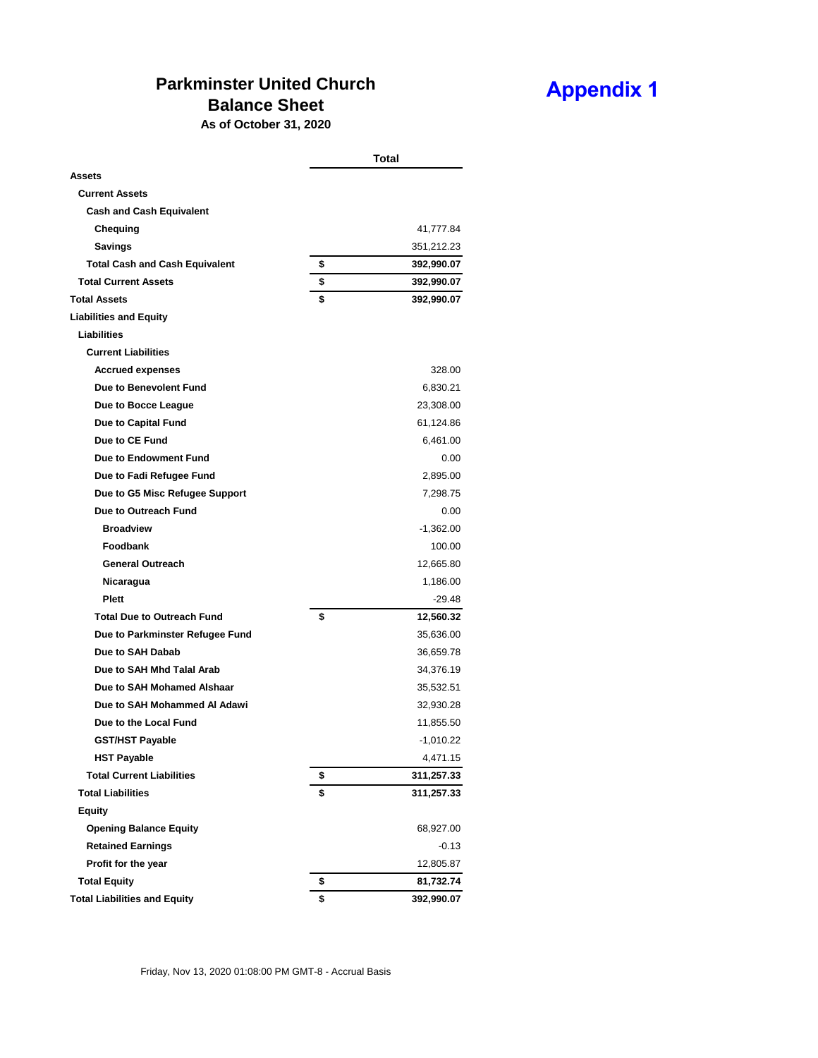# Parkminster United Church

## Balance Sheet

**As of October 31, 2020**

**Appendix 1**

| | | Total |
|---|---|---|
| **Assets** | | |
| **Current Assets** | | |
| **Cash and Cash Equivalent** | | |
| **Chequing** | | 41,777.84 |
| **Savings** | | 351,212.23 |
| **Total Cash and Cash Equivalent** | **$** | **392,990.07** |
| **Total Current Assets** | **$** | **392,990.07** |
| **Total Assets** | **$** | **392,990.07** |
| **Liabilities and Equity** | | |
| **Liabilities** | | |
| **Current Liabilities** | | |
| **Accrued expenses** | | 328.00 |
| **Due to Benevolent Fund** | | 6,830.21 |
| **Due to Bocce League** | | 23,308.00 |
| **Due to Capital Fund** | | 61,124.86 |
| **Due to CE Fund** | | 6,461.00 |
| **Due to Endowment Fund** | | 0.00 |
| **Due to Fadi Refugee Fund** | | 2,895.00 |
| **Due to G5 Misc Refugee Support** | | 7,298.75 |
| **Due to Outreach Fund** | | 0.00 |
| **Broadview** | | -1,362.00 |
| **Foodbank** | | 100.00 |
| **General Outreach** | | 12,665.80 |
| **Nicaragua** | | 1,186.00 |
| **Plett** | | -29.48 |
| **Total Due to Outreach Fund** | **$** | **12,560.32** |
| **Due to Parkminster Refugee Fund** | | 35,636.00 |
| **Due to SAH Dabab** | | 36,659.78 |
| **Due to SAH Mhd Talal Arab** | | 34,376.19 |
| **Due to SAH Mohamed Alshaar** | | 35,532.51 |
| **Due to SAH Mohammed Al Adawi** | | 32,930.28 |
| **Due to the Local Fund** | | 11,855.50 |
| **GST/HST Payable** | | -1,010.22 |
| **HST Payable** | | 4,471.15 |
| **Total Current Liabilities** | **$** | **311,257.33** |
| **Total Liabilities** | **$** | **311,257.33** |
| **Equity** | | |
| **Opening Balance Equity** | | 68,927.00 |
| **Retained Earnings** | | -0.13 |
| **Profit for the year** | | 12,805.87 |
| **Total Equity** | **$** | **81,732.74** |
| **Total Liabilities and Equity** | **$** | **392,990.07** |

Friday, Nov 13, 2020 01:08:00 PM GMT-8 - Accrual Basis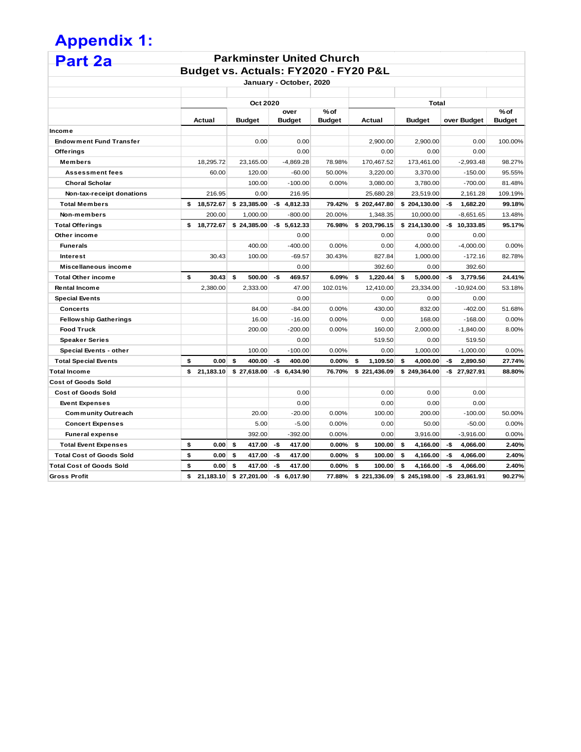# Appendix 1:

## Part 2a

**Parkminster United Church**
**Budget vs. Actuals: FY2020 - FY20 P&L**
**January - October, 2020**

| | Oct 2020 | | | | Total | | | |
|---|---|---|---|---|---|---|---|---|
| | Actual | Budget | over Budget | % of Budget | Actual | Budget | over Budget | % of Budget |
| **Income** | | | | | | | | |
| **Endowment Fund Transfer** | | 0.00 | 0.00 | | 2,900.00 | 2,900.00 | 0.00 | 100.00% |
| **Offerings** | | | 0.00 | | 0.00 | 0.00 | 0.00 | |
| **Members** | 18,295.72 | 23,165.00 | -4,869.28 | 78.98% | 170,467.52 | 173,461.00 | -2,993.48 | 98.27% |
| **Assessment fees** | 60.00 | 120.00 | -60.00 | 50.00% | 3,220.00 | 3,370.00 | -150.00 | 95.55% |
| **Choral Scholar** | | 100.00 | -100.00 | 0.00% | 3,080.00 | 3,780.00 | -700.00 | 81.48% |
| **Non-tax-receipt donations** | 216.95 | 0.00 | 216.95 | | 25,680.28 | 23,519.00 | 2,161.28 | 109.19% |
| **Total Members** | **$ 18,572.67** | **$ 23,385.00** | **-$ 4,812.33** | **79.42%** | **$ 202,447.80** | **$ 204,130.00** | **-$ 1,682.20** | **99.18%** |
| **Non-members** | 200.00 | 1,000.00 | -800.00 | 20.00% | 1,348.35 | 10,000.00 | -8,651.65 | 13.48% |
| **Total Offerings** | **$ 18,772.67** | **$ 24,385.00** | **-$ 5,612.33** | **76.98%** | **$ 203,796.15** | **$ 214,130.00** | **-$ 10,333.85** | **95.17%** |
| **Other income** | | | 0.00 | | 0.00 | 0.00 | 0.00 | |
| **Funerals** | | 400.00 | -400.00 | 0.00% | 0.00 | 4,000.00 | -4,000.00 | 0.00% |
| **Interest** | 30.43 | 100.00 | -69.57 | 30.43% | 827.84 | 1,000.00 | -172.16 | 82.78% |
| **Miscellaneous income** | | | 0.00 | | 392.60 | 0.00 | 392.60 | |
| **Total Other income** | **$ 30.43** | **$ 500.00** | **-$ 469.57** | **6.09%** | **$ 1,220.44** | **$ 5,000.00** | **-$ 3,779.56** | **24.41%** |
| **Rental Income** | 2,380.00 | 2,333.00 | 47.00 | 102.01% | 12,410.00 | 23,334.00 | -10,924.00 | 53.18% |
| **Special Events** | | | 0.00 | | 0.00 | 0.00 | 0.00 | |
| **Concerts** | | 84.00 | -84.00 | 0.00% | 430.00 | 832.00 | -402.00 | 51.68% |
| **Fellowship Gatherings** | | 16.00 | -16.00 | 0.00% | 0.00 | 168.00 | -168.00 | 0.00% |
| **Food Truck** | | 200.00 | -200.00 | 0.00% | 160.00 | 2,000.00 | -1,840.00 | 8.00% |
| **Speaker Series** | | | 0.00 | | 519.50 | 0.00 | 519.50 | |
| **Special Events - other** | | 100.00 | -100.00 | 0.00% | 0.00 | 1,000.00 | -1,000.00 | 0.00% |
| **Total Special Events** | **$ 0.00** | **$ 400.00** | **-$ 400.00** | **0.00%** | **$ 1,109.50** | **$ 4,000.00** | **-$ 2,890.50** | **27.74%** |
| **Total Income** | **$ 21,183.10** | **$ 27,618.00** | **-$ 6,434.90** | **76.70%** | **$ 221,436.09** | **$ 249,364.00** | **-$ 27,927.91** | **88.80%** |
| **Cost of Goods Sold** | | | | | | | | |
| **Cost of Goods Sold** | | | 0.00 | | 0.00 | 0.00 | 0.00 | |
| **Event Expenses** | | | 0.00 | | 0.00 | 0.00 | 0.00 | |
| **Community Outreach** | | 20.00 | -20.00 | 0.00% | 100.00 | 200.00 | -100.00 | 50.00% |
| **Concert Expenses** | | 5.00 | -5.00 | 0.00% | 0.00 | 50.00 | -50.00 | 0.00% |
| **Funeral expense** | | 392.00 | -392.00 | 0.00% | 0.00 | 3,916.00 | -3,916.00 | 0.00% |
| **Total Event Expenses** | **$ 0.00** | **$ 417.00** | **-$ 417.00** | **0.00%** | **$ 100.00** | **$ 4,166.00** | **-$ 4,066.00** | **2.40%** |
| **Total Cost of Goods Sold** | **$ 0.00** | **$ 417.00** | **-$ 417.00** | **0.00%** | **$ 100.00** | **$ 4,166.00** | **-$ 4,066.00** | **2.40%** |
| **Total Cost of Goods Sold** | **$ 0.00** | **$ 417.00** | **-$ 417.00** | **0.00%** | **$ 100.00** | **$ 4,166.00** | **-$ 4,066.00** | **2.40%** |
| **Gross Profit** | **$ 21,183.10** | **$ 27,201.00** | **-$ 6,017.90** | **77.88%** | **$ 221,336.09** | **$ 245,198.00** | **-$ 23,861.91** | **90.27%** |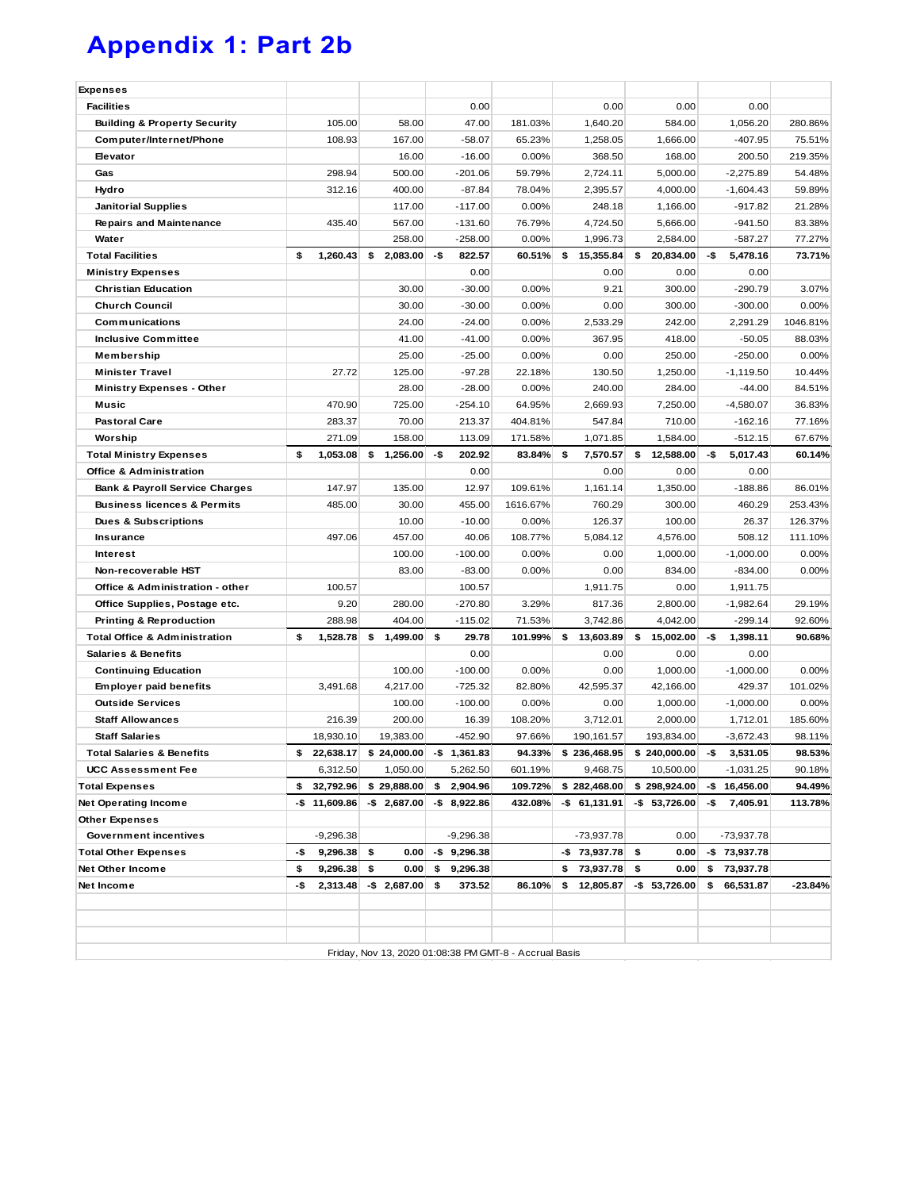# Appendix 1: Part 2b

| Expenses | | | | | | | | |
|---|---|---|---|---|---|---|---|---|
| **Facilities** | | | 0.00 | | 0.00 | 0.00 | 0.00 | |
| **Building & Property Security** | 105.00 | 58.00 | 47.00 | 181.03% | 1,640.20 | 584.00 | 1,056.20 | 280.86% |
| **Computer/Internet/Phone** | 108.93 | 167.00 | -58.07 | 65.23% | 1,258.05 | 1,666.00 | -407.95 | 75.51% |
| **Elevator** | | 16.00 | -16.00 | 0.00% | 368.50 | 168.00 | 200.50 | 219.35% |
| **Gas** | 298.94 | 500.00 | -201.06 | 59.79% | 2,724.11 | 5,000.00 | -2,275.89 | 54.48% |
| **Hydro** | 312.16 | 400.00 | -87.84 | 78.04% | 2,395.57 | 4,000.00 | -1,604.43 | 59.89% |
| **Janitorial Supplies** | | 117.00 | -117.00 | 0.00% | 248.18 | 1,166.00 | -917.82 | 21.28% |
| **Repairs and Maintenance** | 435.40 | 567.00 | -131.60 | 76.79% | 4,724.50 | 5,666.00 | -941.50 | 83.38% |
| **Water** | | 258.00 | -258.00 | 0.00% | 1,996.73 | 2,584.00 | -587.27 | 77.27% |
| **Total Facilities** | **$ 1,260.43** | **$ 2,083.00** | **-$ 822.57** | **60.51%** | **$ 15,355.84** | **$ 20,834.00** | **-$ 5,478.16** | **73.71%** |
| **Ministry Expenses** | | | 0.00 | | 0.00 | 0.00 | 0.00 | |
| **Christian Education** | | 30.00 | -30.00 | 0.00% | 9.21 | 300.00 | -290.79 | 3.07% |
| **Church Council** | | 30.00 | -30.00 | 0.00% | 0.00 | 300.00 | -300.00 | 0.00% |
| **Communications** | | 24.00 | -24.00 | 0.00% | 2,533.29 | 242.00 | 2,291.29 | 1046.81% |
| **Inclusive Committee** | | 41.00 | -41.00 | 0.00% | 367.95 | 418.00 | -50.05 | 88.03% |
| **Membership** | | 25.00 | -25.00 | 0.00% | 0.00 | 250.00 | -250.00 | 0.00% |
| **Minister Travel** | 27.72 | 125.00 | -97.28 | 22.18% | 130.50 | 1,250.00 | -1,119.50 | 10.44% |
| **Ministry Expenses - Other** | | 28.00 | -28.00 | 0.00% | 240.00 | 284.00 | -44.00 | 84.51% |
| **Music** | 470.90 | 725.00 | -254.10 | 64.95% | 2,669.93 | 7,250.00 | -4,580.07 | 36.83% |
| **Pastoral Care** | 283.37 | 70.00 | 213.37 | 404.81% | 547.84 | 710.00 | -162.16 | 77.16% |
| **Worship** | 271.09 | 158.00 | 113.09 | 171.58% | 1,071.85 | 1,584.00 | -512.15 | 67.67% |
| **Total Ministry Expenses** | **$ 1,053.08** | **$ 1,256.00** | **-$ 202.92** | **83.84%** | **$ 7,570.57** | **$ 12,588.00** | **-$ 5,017.43** | **60.14%** |
| **Office & Administration** | | | 0.00 | | 0.00 | 0.00 | 0.00 | |
| **Bank & Payroll Service Charges** | 147.97 | 135.00 | 12.97 | 109.61% | 1,161.14 | 1,350.00 | -188.86 | 86.01% |
| **Business licences & Permits** | 485.00 | 30.00 | 455.00 | 1616.67% | 760.29 | 300.00 | 460.29 | 253.43% |
| **Dues & Subscriptions** | | 10.00 | -10.00 | 0.00% | 126.37 | 100.00 | 26.37 | 126.37% |
| **Insurance** | 497.06 | 457.00 | 40.06 | 108.77% | 5,084.12 | 4,576.00 | 508.12 | 111.10% |
| **Interest** | | 100.00 | -100.00 | 0.00% | 0.00 | 1,000.00 | -1,000.00 | 0.00% |
| **Non-recoverable HST** | | 83.00 | -83.00 | 0.00% | 0.00 | 834.00 | -834.00 | 0.00% |
| **Office & Administration - other** | 100.57 | | 100.57 | | 1,911.75 | 0.00 | 1,911.75 | |
| **Office Supplies, Postage etc.** | 9.20 | 280.00 | -270.80 | 3.29% | 817.36 | 2,800.00 | -1,982.64 | 29.19% |
| **Printing & Reproduction** | 288.98 | 404.00 | -115.02 | 71.53% | 3,742.86 | 4,042.00 | -299.14 | 92.60% |
| **Total Office & Administration** | **$ 1,528.78** | **$ 1,499.00** | **$ 29.78** | **101.99%** | **$ 13,603.89** | **$ 15,002.00** | **-$ 1,398.11** | **90.68%** |
| **Salaries & Benefits** | | | 0.00 | | 0.00 | 0.00 | 0.00 | |
| **Continuing Education** | | 100.00 | -100.00 | 0.00% | 0.00 | 1,000.00 | -1,000.00 | 0.00% |
| **Employer paid benefits** | 3,491.68 | 4,217.00 | -725.32 | 82.80% | 42,595.37 | 42,166.00 | 429.37 | 101.02% |
| **Outside Services** | | 100.00 | -100.00 | 0.00% | 0.00 | 1,000.00 | -1,000.00 | 0.00% |
| **Staff Allowances** | 216.39 | 200.00 | 16.39 | 108.20% | 3,712.01 | 2,000.00 | 1,712.01 | 185.60% |
| **Staff Salaries** | 18,930.10 | 19,383.00 | -452.90 | 97.66% | 190,161.57 | 193,834.00 | -3,672.43 | 98.11% |
| **Total Salaries & Benefits** | **$ 22,638.17** | **$ 24,000.00** | **-$ 1,361.83** | **94.33%** | **$ 236,468.95** | **$ 240,000.00** | **-$ 3,531.05** | **98.53%** |
| **UCC Assessment Fee** | 6,312.50 | 1,050.00 | 5,262.50 | 601.19% | 9,468.75 | 10,500.00 | -1,031.25 | 90.18% |
| **Total Expenses** | **$ 32,792.96** | **$ 29,888.00** | **$ 2,904.96** | **109.72%** | **$ 282,468.00** | **$ 298,924.00** | **-$ 16,456.00** | **94.49%** |
| **Net Operating Income** | **-$ 11,609.86** | **-$ 2,687.00** | **-$ 8,922.86** | **432.08%** | **-$ 61,131.91** | **-$ 53,726.00** | **-$ 7,405.91** | **113.78%** |
| **Other Expenses** | | | | | | | | |
| **Government incentives** | -9,296.38 | | -9,296.38 | | -73,937.78 | 0.00 | -73,937.78 | |
| **Total Other Expenses** | **-$ 9,296.38** | **$ 0.00** | **-$ 9,296.38** | | **-$ 73,937.78** | **$ 0.00** | **-$ 73,937.78** | |
| **Net Other Income** | **$ 9,296.38** | **$ 0.00** | **$ 9,296.38** | | **$ 73,937.78** | **$ 0.00** | **$ 73,937.78** | |
| **Net Income** | **-$ 2,313.48** | **-$ 2,687.00** | **$ 373.52** | **86.10%** | **$ 12,805.87** | **-$ 53,726.00** | **$ 66,531.87** | **-23.84%** |

Friday, Nov 13, 2020 01:08:38 PM GMT-8 - Accrual Basis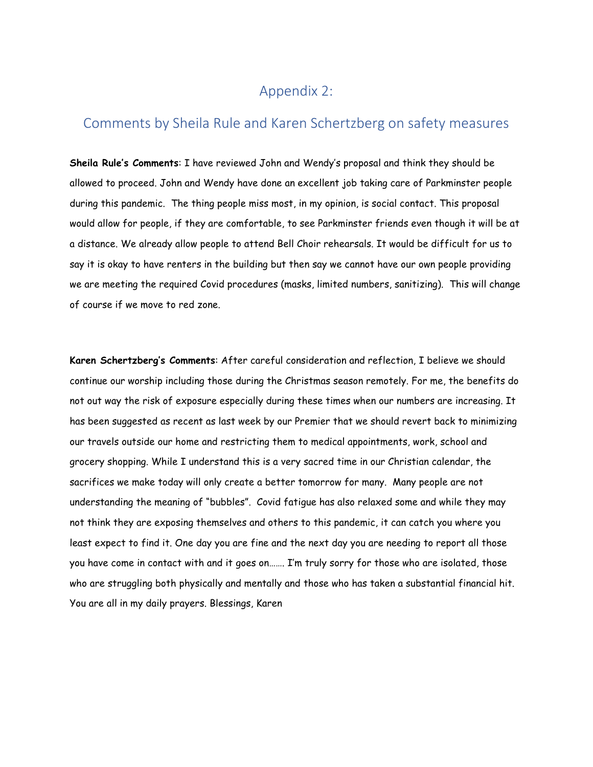# Appendix 2:

## Comments by Sheila Rule and Karen Schertzberg on safety measures

**Sheila Rule's Comments**: I have reviewed John and Wendy's proposal and think they should be allowed to proceed. John and Wendy have done an excellent job taking care of Parkminster people during this pandemic. The thing people miss most, in my opinion, is social contact. This proposal would allow for people, if they are comfortable, to see Parkminster friends even though it will be at a distance. We already allow people to attend Bell Choir rehearsals. It would be difficult for us to say it is okay to have renters in the building but then say we cannot have our own people providing we are meeting the required Covid procedures (masks, limited numbers, sanitizing). This will change of course if we move to red zone.

**Karen Schertzberg's Comments**: After careful consideration and reflection, I believe we should continue our worship including those during the Christmas season remotely. For me, the benefits do not out way the risk of exposure especially during these times when our numbers are increasing. It has been suggested as recent as last week by our Premier that we should revert back to minimizing our travels outside our home and restricting them to medical appointments, work, school and grocery shopping. While I understand this is a very sacred time in our Christian calendar, the sacrifices we make today will only create a better tomorrow for many. Many people are not understanding the meaning of "bubbles". Covid fatigue has also relaxed some and while they may not think they are exposing themselves and others to this pandemic, it can catch you where you least expect to find it. One day you are fine and the next day you are needing to report all those you have come in contact with and it goes on……. I'm truly sorry for those who are isolated, those who are struggling both physically and mentally and those who has taken a substantial financial hit. You are all in my daily prayers. Blessings, Karen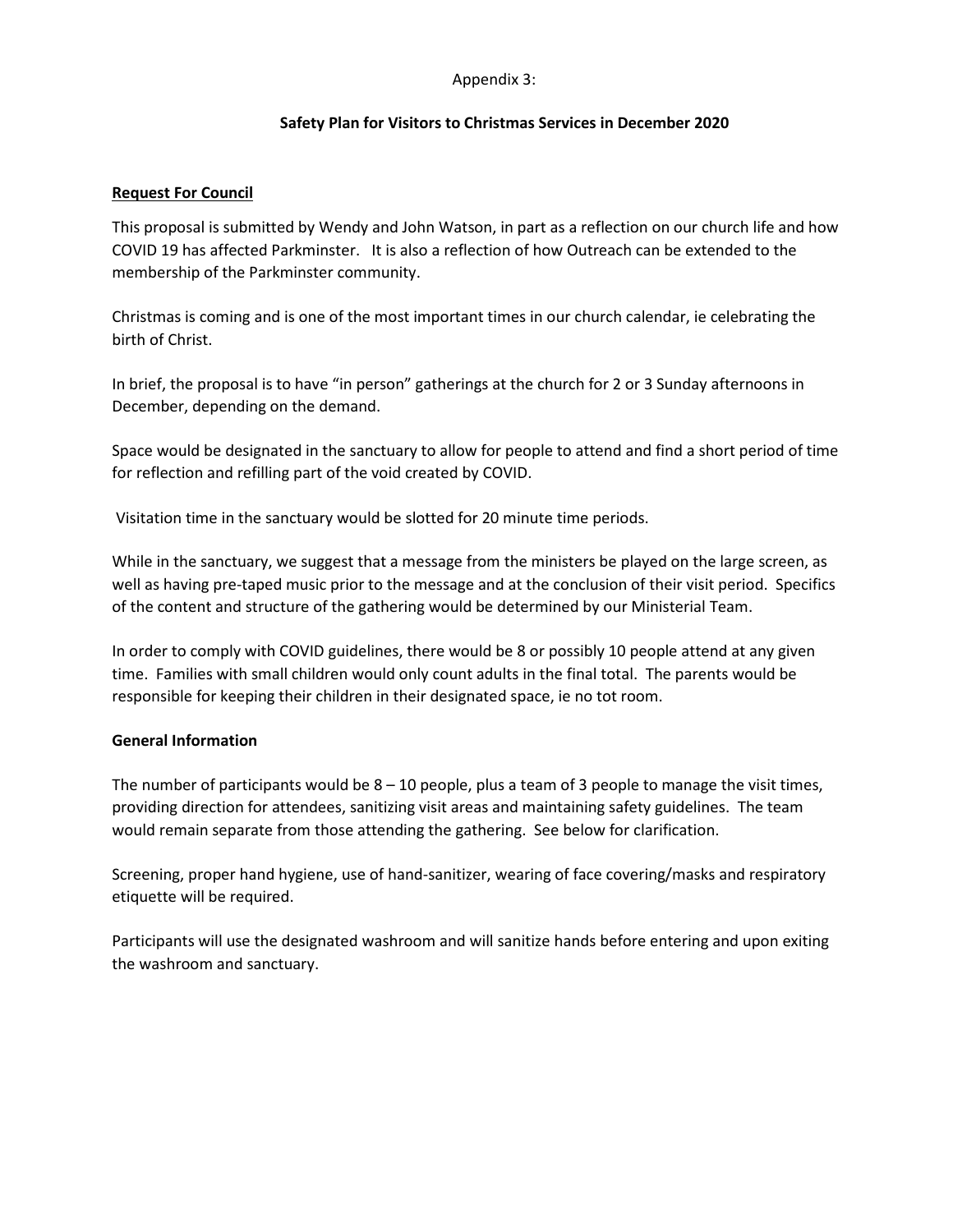Appendix 3:

## Safety Plan for Visitors to Christmas Services in December 2020

### Request For Council

This proposal is submitted by Wendy and John Watson, in part as a reflection on our church life and how COVID 19 has affected Parkminster. It is also a reflection of how Outreach can be extended to the membership of the Parkminster community.

Christmas is coming and is one of the most important times in our church calendar, ie celebrating the birth of Christ.

In brief, the proposal is to have "in person" gatherings at the church for 2 or 3 Sunday afternoons in December, depending on the demand.

Space would be designated in the sanctuary to allow for people to attend and find a short period of time for reflection and refilling part of the void created by COVID.

Visitation time in the sanctuary would be slotted for 20 minute time periods.

While in the sanctuary, we suggest that a message from the ministers be played on the large screen, as well as having pre-taped music prior to the message and at the conclusion of their visit period. Specifics of the content and structure of the gathering would be determined by our Ministerial Team.

In order to comply with COVID guidelines, there would be 8 or possibly 10 people attend at any given time. Families with small children would only count adults in the final total. The parents would be responsible for keeping their children in their designated space, ie no tot room.

### General Information

The number of participants would be 8 – 10 people, plus a team of 3 people to manage the visit times, providing direction for attendees, sanitizing visit areas and maintaining safety guidelines. The team would remain separate from those attending the gathering. See below for clarification.

Screening, proper hand hygiene, use of hand-sanitizer, wearing of face covering/masks and respiratory etiquette will be required.

Participants will use the designated washroom and will sanitize hands before entering and upon exiting the washroom and sanctuary.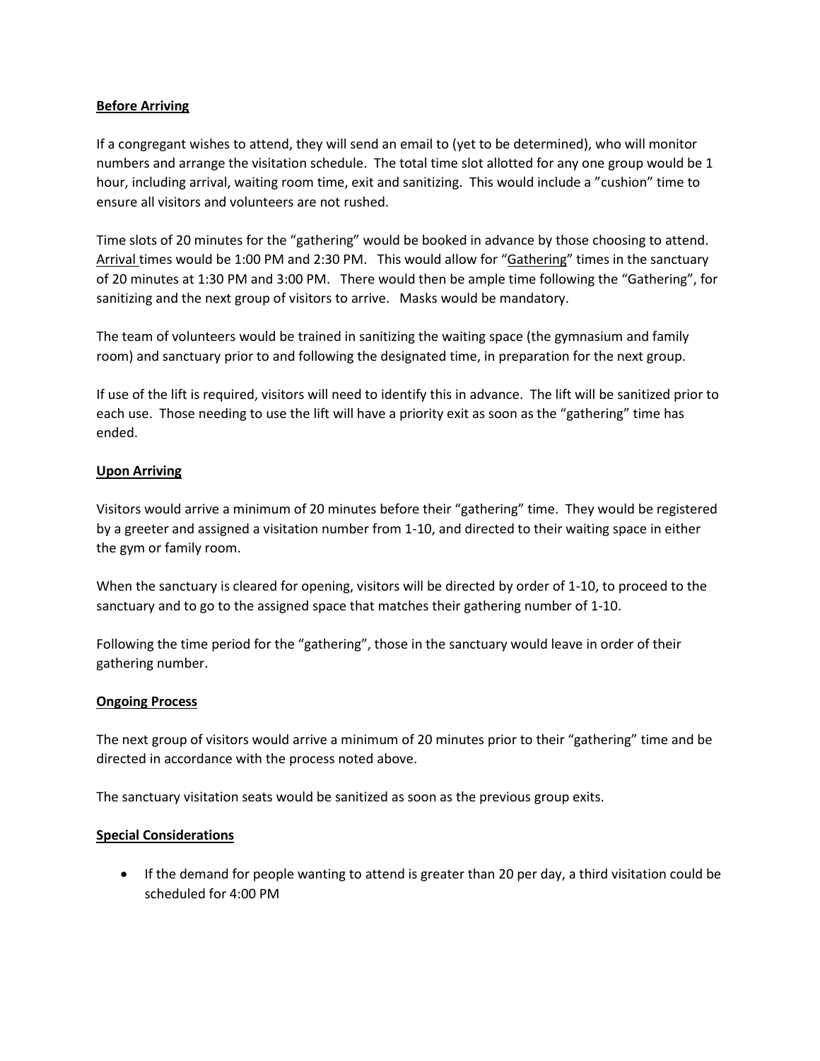**Before Arriving**

If a congregant wishes to attend, they will send an email to (yet to be determined), who will monitor numbers and arrange the visitation schedule. The total time slot allotted for any one group would be 1 hour, including arrival, waiting room time, exit and sanitizing. This would include a "cushion" time to ensure all visitors and volunteers are not rushed.

Time slots of 20 minutes for the "gathering" would be booked in advance by those choosing to attend. Arrival times would be 1:00 PM and 2:30 PM. This would allow for "Gathering" times in the sanctuary of 20 minutes at 1:30 PM and 3:00 PM. There would then be ample time following the "Gathering", for sanitizing and the next group of visitors to arrive. Masks would be mandatory.

The team of volunteers would be trained in sanitizing the waiting space (the gymnasium and family room) and sanctuary prior to and following the designated time, in preparation for the next group.

If use of the lift is required, visitors will need to identify this in advance. The lift will be sanitized prior to each use. Those needing to use the lift will have a priority exit as soon as the "gathering" time has ended.

**Upon Arriving**

Visitors would arrive a minimum of 20 minutes before their "gathering" time. They would be registered by a greeter and assigned a visitation number from 1-10, and directed to their waiting space in either the gym or family room.

When the sanctuary is cleared for opening, visitors will be directed by order of 1-10, to proceed to the sanctuary and to go to the assigned space that matches their gathering number of 1-10.

Following the time period for the "gathering", those in the sanctuary would leave in order of their gathering number.

**Ongoing Process**

The next group of visitors would arrive a minimum of 20 minutes prior to their "gathering" time and be directed in accordance with the process noted above.

The sanctuary visitation seats would be sanitized as soon as the previous group exits.

**Special Considerations**

- If the demand for people wanting to attend is greater than 20 per day, a third visitation could be scheduled for 4:00 PM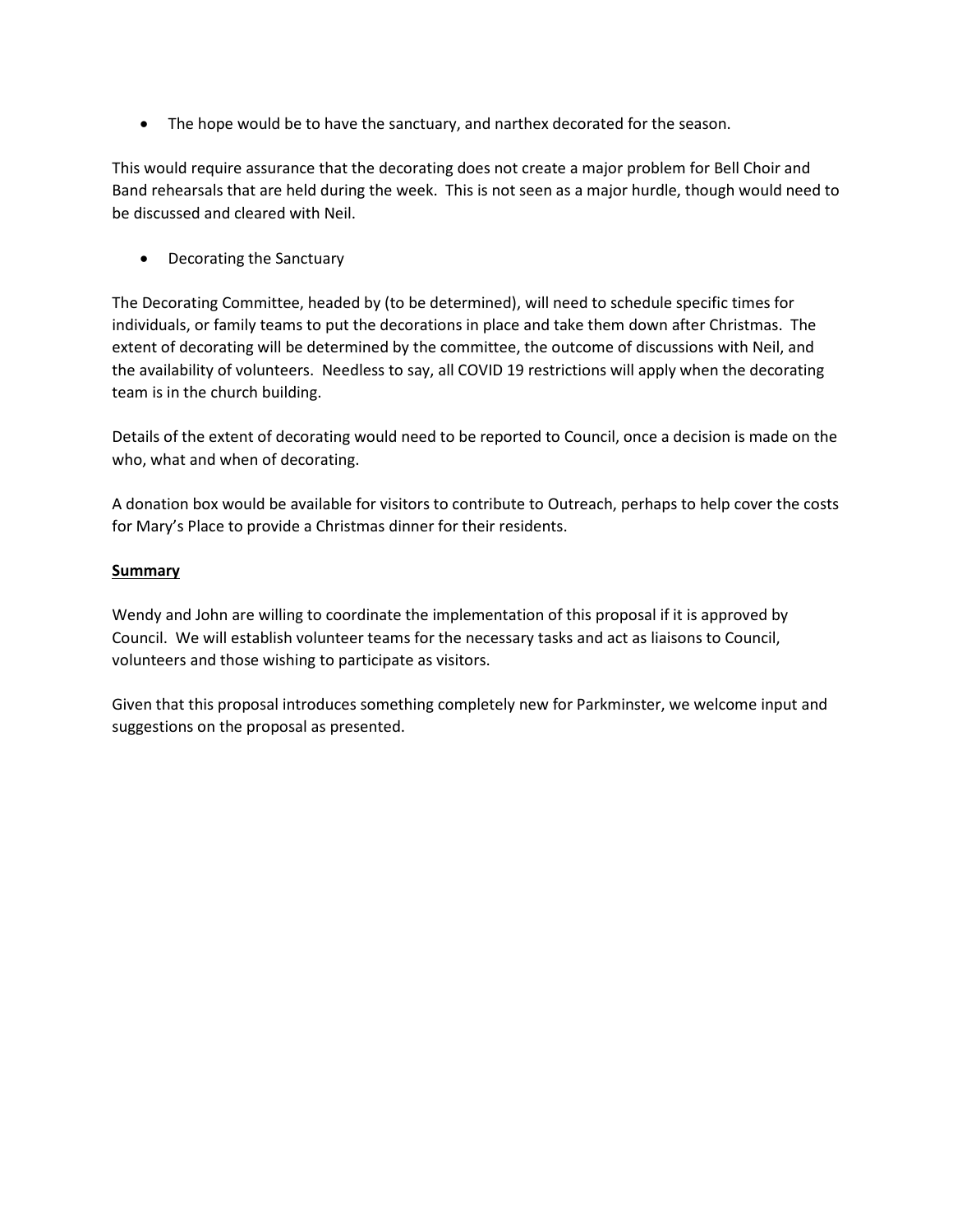- The hope would be to have the sanctuary, and narthex decorated for the season.

This would require assurance that the decorating does not create a major problem for Bell Choir and Band rehearsals that are held during the week. This is not seen as a major hurdle, though would need to be discussed and cleared with Neil.

- Decorating the Sanctuary

The Decorating Committee, headed by (to be determined), will need to schedule specific times for individuals, or family teams to put the decorations in place and take them down after Christmas. The extent of decorating will be determined by the committee, the outcome of discussions with Neil, and the availability of volunteers. Needless to say, all COVID 19 restrictions will apply when the decorating team is in the church building.

Details of the extent of decorating would need to be reported to Council, once a decision is made on the who, what and when of decorating.

A donation box would be available for visitors to contribute to Outreach, perhaps to help cover the costs for Mary's Place to provide a Christmas dinner for their residents.

**<u>Summary</u>**

Wendy and John are willing to coordinate the implementation of this proposal if it is approved by Council. We will establish volunteer teams for the necessary tasks and act as liaisons to Council, volunteers and those wishing to participate as visitors.

Given that this proposal introduces something completely new for Parkminster, we welcome input and suggestions on the proposal as presented.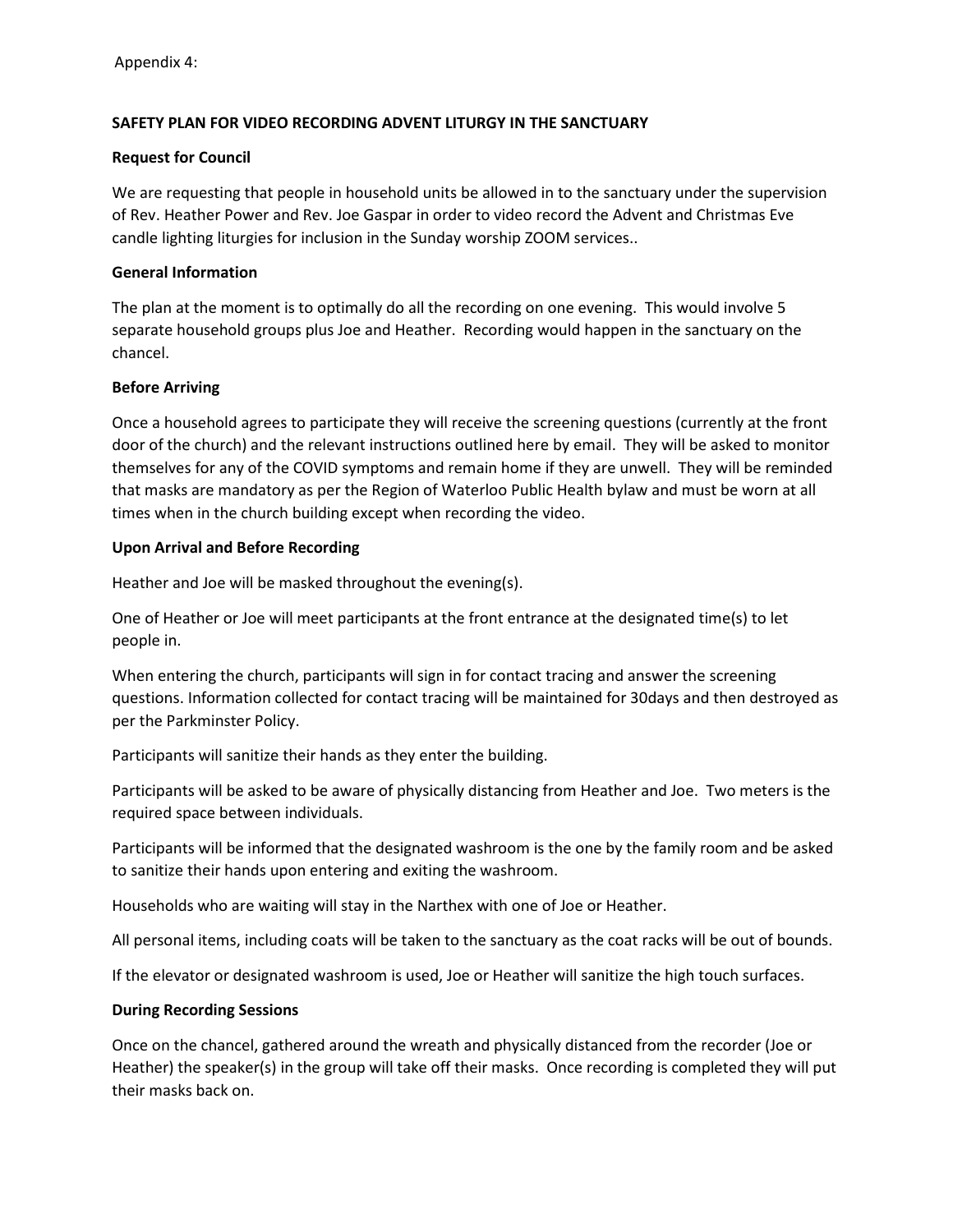Appendix 4:

**SAFETY PLAN FOR VIDEO RECORDING ADVENT LITURGY IN THE SANCTUARY**

**Request for Council**

We are requesting that people in household units be allowed in to the sanctuary under the supervision of Rev. Heather Power and Rev. Joe Gaspar in order to video record the Advent and Christmas Eve candle lighting liturgies for inclusion in the Sunday worship ZOOM services..

**General Information**

The plan at the moment is to optimally do all the recording on one evening. This would involve 5 separate household groups plus Joe and Heather. Recording would happen in the sanctuary on the chancel.

**Before Arriving**

Once a household agrees to participate they will receive the screening questions (currently at the front door of the church) and the relevant instructions outlined here by email. They will be asked to monitor themselves for any of the COVID symptoms and remain home if they are unwell. They will be reminded that masks are mandatory as per the Region of Waterloo Public Health bylaw and must be worn at all times when in the church building except when recording the video.

**Upon Arrival and Before Recording**

Heather and Joe will be masked throughout the evening(s).

One of Heather or Joe will meet participants at the front entrance at the designated time(s) to let people in.

When entering the church, participants will sign in for contact tracing and answer the screening questions. Information collected for contact tracing will be maintained for 30days and then destroyed as per the Parkminster Policy.

Participants will sanitize their hands as they enter the building.

Participants will be asked to be aware of physically distancing from Heather and Joe. Two meters is the required space between individuals.

Participants will be informed that the designated washroom is the one by the family room and be asked to sanitize their hands upon entering and exiting the washroom.

Households who are waiting will stay in the Narthex with one of Joe or Heather.

All personal items, including coats will be taken to the sanctuary as the coat racks will be out of bounds.

If the elevator or designated washroom is used, Joe or Heather will sanitize the high touch surfaces.

**During Recording Sessions**

Once on the chancel, gathered around the wreath and physically distanced from the recorder (Joe or Heather) the speaker(s) in the group will take off their masks. Once recording is completed they will put their masks back on.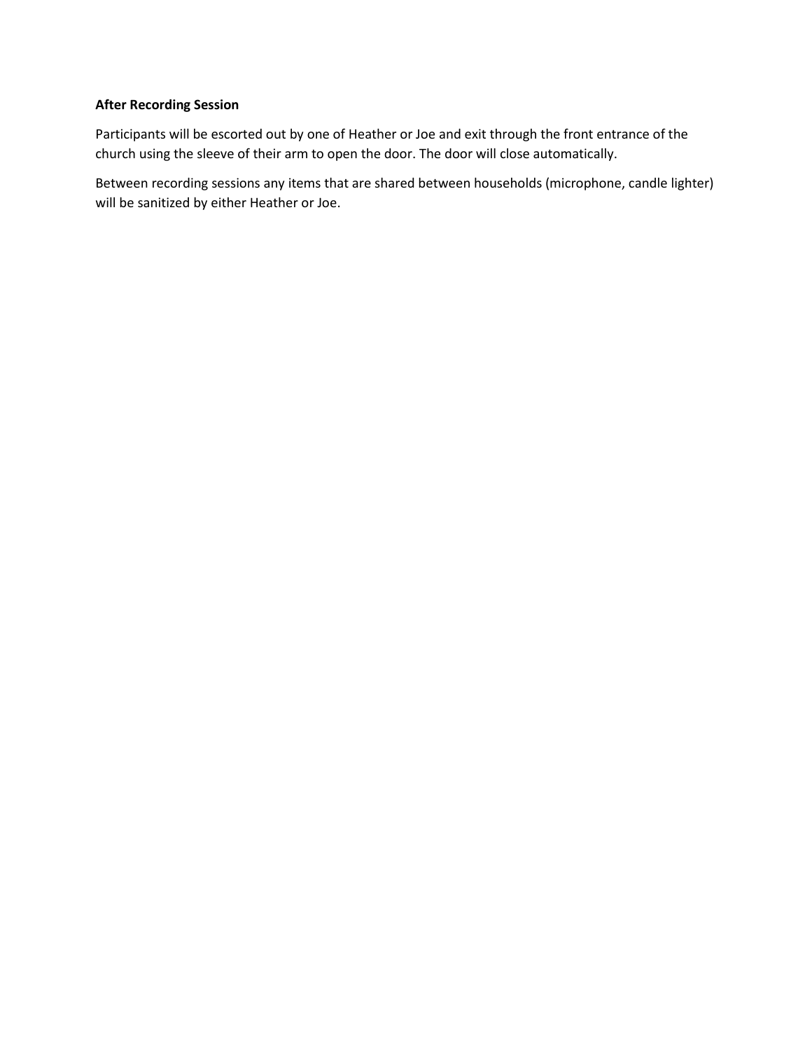**After Recording Session**

Participants will be escorted out by one of Heather or Joe and exit through the front entrance of the church using the sleeve of their arm to open the door. The door will close automatically.

Between recording sessions any items that are shared between households (microphone, candle lighter) will be sanitized by either Heather or Joe.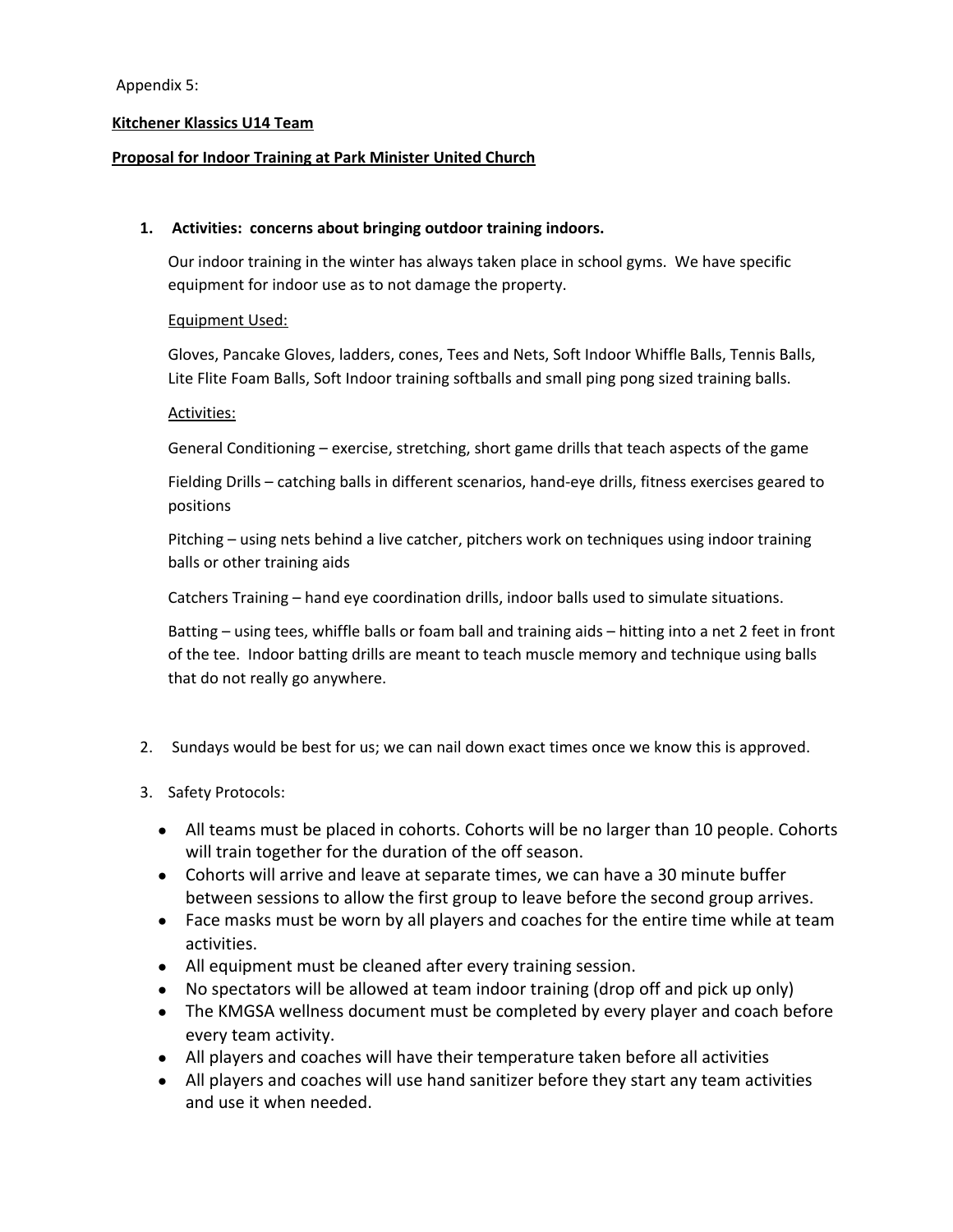Appendix 5:

**Kitchener Klassics U14 Team**

**Proposal for Indoor Training at Park Minister United Church**

1. **Activities: concerns about bringing outdoor training indoors.**

   Our indoor training in the winter has always taken place in school gyms. We have specific equipment for indoor use as to not damage the property.

   Equipment Used:

   Gloves, Pancake Gloves, ladders, cones, Tees and Nets, Soft Indoor Whiffle Balls, Tennis Balls, Lite Flite Foam Balls, Soft Indoor training softballs and small ping pong sized training balls.

   Activities:

   General Conditioning – exercise, stretching, short game drills that teach aspects of the game

   Fielding Drills – catching balls in different scenarios, hand-eye drills, fitness exercises geared to positions

   Pitching – using nets behind a live catcher, pitchers work on techniques using indoor training balls or other training aids

   Catchers Training – hand eye coordination drills, indoor balls used to simulate situations.

   Batting – using tees, whiffle balls or foam ball and training aids – hitting into a net 2 feet in front of the tee. Indoor batting drills are meant to teach muscle memory and technique using balls that do not really go anywhere.

2. Sundays would be best for us; we can nail down exact times once we know this is approved.

3. Safety Protocols:

   - All teams must be placed in cohorts. Cohorts will be no larger than 10 people. Cohorts will train together for the duration of the off season.
   - Cohorts will arrive and leave at separate times, we can have a 30 minute buffer between sessions to allow the first group to leave before the second group arrives.
   - Face masks must be worn by all players and coaches for the entire time while at team activities.
   - All equipment must be cleaned after every training session.
   - No spectators will be allowed at team indoor training (drop off and pick up only)
   - The KMGSA wellness document must be completed by every player and coach before every team activity.
   - All players and coaches will have their temperature taken before all activities
   - All players and coaches will use hand sanitizer before they start any team activities and use it when needed.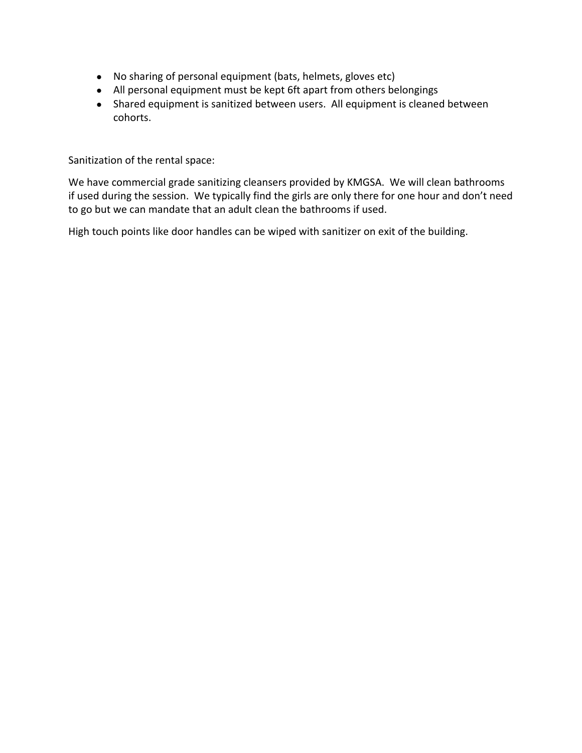- No sharing of personal equipment (bats, helmets, gloves etc)
- All personal equipment must be kept 6ft apart from others belongings
- Shared equipment is sanitized between users.  All equipment is cleaned between cohorts.

Sanitization of the rental space:

We have commercial grade sanitizing cleansers provided by KMGSA.  We will clean bathrooms if used during the session.  We typically find the girls are only there for one hour and don't need to go but we can mandate that an adult clean the bathrooms if used.

High touch points like door handles can be wiped with sanitizer on exit of the building.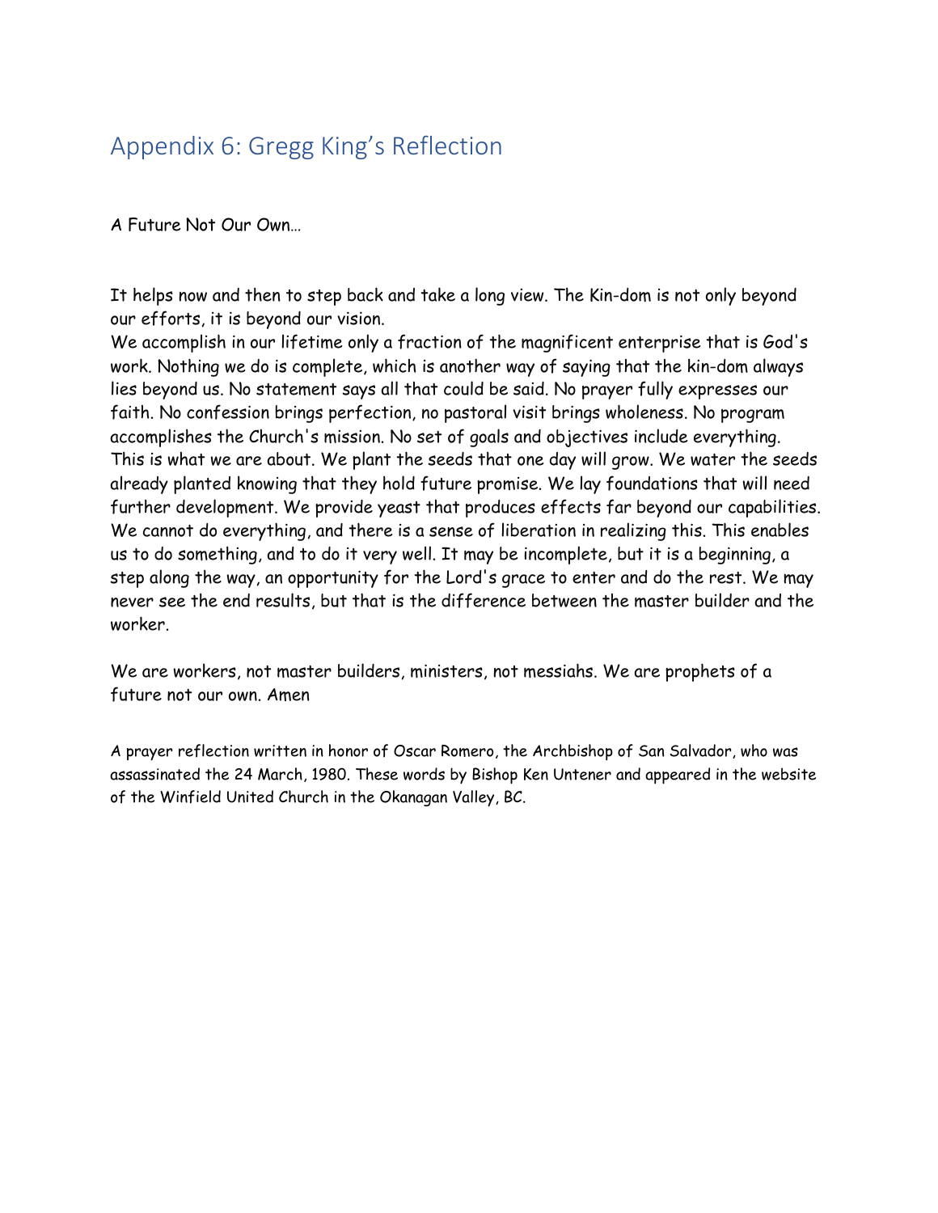# Appendix 6: Gregg King's Reflection

A Future Not Our Own…

It helps now and then to step back and take a long view. The Kin-dom is not only beyond our efforts, it is beyond our vision.
We accomplish in our lifetime only a fraction of the magnificent enterprise that is God's work. Nothing we do is complete, which is another way of saying that the kin-dom always lies beyond us. No statement says all that could be said. No prayer fully expresses our faith. No confession brings perfection, no pastoral visit brings wholeness. No program accomplishes the Church's mission. No set of goals and objectives include everything. This is what we are about. We plant the seeds that one day will grow. We water the seeds already planted knowing that they hold future promise. We lay foundations that will need further development. We provide yeast that produces effects far beyond our capabilities. We cannot do everything, and there is a sense of liberation in realizing this. This enables us to do something, and to do it very well. It may be incomplete, but it is a beginning, a step along the way, an opportunity for the Lord's grace to enter and do the rest. We may never see the end results, but that is the difference between the master builder and the worker.

We are workers, not master builders, ministers, not messiahs. We are prophets of a future not our own. Amen

A prayer reflection written in honor of Oscar Romero, the Archbishop of San Salvador, who was assassinated the 24 March, 1980. These words by Bishop Ken Untener and appeared in the website of the Winfield United Church in the Okanagan Valley, BC.